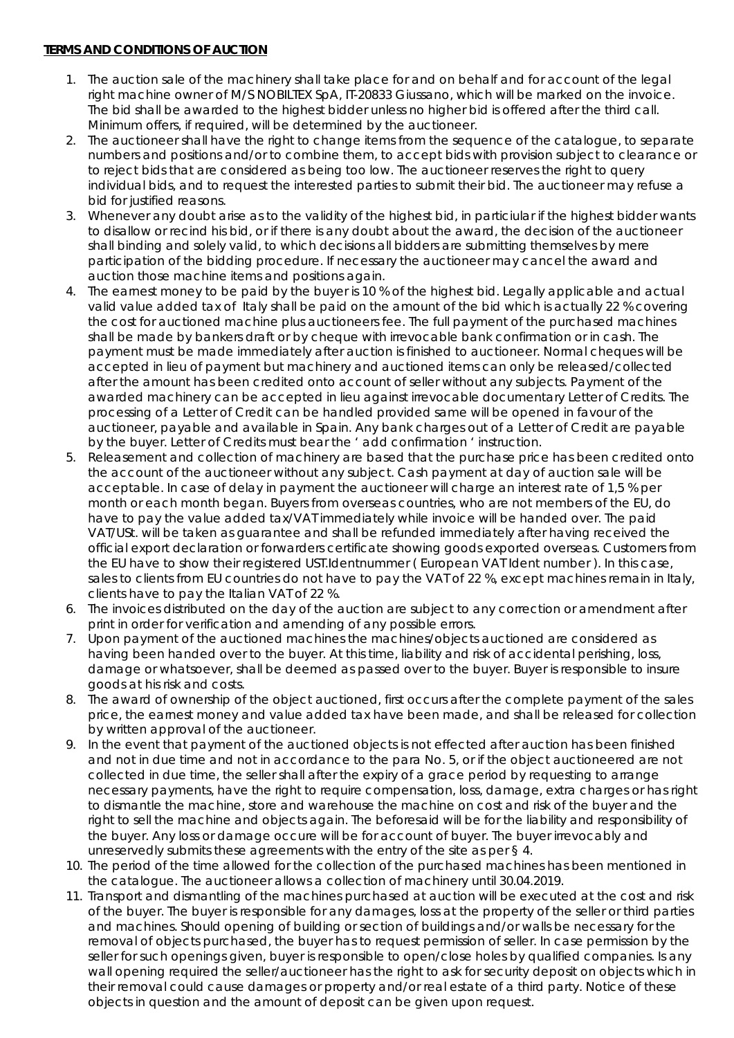**TERMS AND CONDITIONS OF AUCTION**

1. The auction sale of the machinery shall take place for and on behalf and for account of the legal right machine owner of M/S NOBILTEX SpA, IT-20833 Giussano, which will be marked on the invoice. The bid shall be awarded to the highest bidder unless no higher bid is offered after the third call. Minimum offers, if required, will be determined by the auctioneer.
2. The auctioneer shall have the right to change items from the sequence of the catalogue, to separate numbers and positions and/or to combine them, to accept bids with provision subject to clearance or to reject bids that are considered as being too low. The auctioneer reserves the right to query individual bids, and to request the interested parties to submit their bid. The auctioneer may refuse a bid for justified reasons.
3. Whenever any doubt arise as to the validity of the highest bid, in particiular if the highest bidder wants to disallow or recind his bid, or if there is any doubt about the award, the decision of the auctioneer shall binding and solely valid, to which decisions all bidders are submitting themselves by mere participation of the bidding procedure. If necessary the auctioneer may cancel the award and auction those machine items and positions again.
4. The earnest money to be paid by the buyer is 10 % of the highest bid. Legally applicable and actual valid value added tax of Italy shall be paid on the amount of the bid which is actually 22 % covering the cost for auctioned machine plus auctioneers fee. The full payment of the purchased machines shall be made by bankers draft or by cheque with irrevocable bank confirmation or in cash. The payment must be made immediately after auction is finished to auctioneer. Normal cheques will be accepted in lieu of payment but machinery and auctioned items can only be released/collected after the amount has been credited onto account of seller without any subjects. Payment of the awarded machinery can be accepted in lieu against irrevocable documentary Letter of Credits. The processing of a Letter of Credit can be handled provided same will be opened in favour of the auctioneer, payable and available in Spain. Any bank charges out of a Letter of Credit are payable by the buyer. Letter of Credits must bear the ' add confirmation ' instruction.
5. Releasement and collection of machinery are based that the purchase price has been credited onto the account of the auctioneer without any subject. Cash payment at day of auction sale will be acceptable. In case of delay in payment the auctioneer will charge an interest rate of 1,5 % per month or each month began. Buyers from overseas countries, who are not members of the EU, do have to pay the value added tax/VAT immediately while invoice will be handed over. The paid VAT/USt. will be taken as guarantee and shall be refunded immediately after having received the official export declaration or forwarders certificate showing goods exported overseas. Customers from the EU have to show their registered UST.Identnummer ( European VAT Ident number ). In this case, sales to clients from EU countries do not have to pay the VAT of 22 %, except machines remain in Italy, clients have to pay the Italian VAT of 22 %.
6. The invoices distributed on the day of the auction are subject to any correction or amendment after print in order for verification and amending of any possible errors.
7. Upon payment of the auctioned machines the machines/objects auctioned are considered as having been handed over to the buyer. At this time, liability and risk of accidental perishing, loss, damage or whatsoever, shall be deemed as passed over to the buyer. Buyer is responsible to insure goods at his risk and costs.
8. The award of ownership of the object auctioned, first occurs after the complete payment of the sales price, the earnest money and value added tax have been made, and shall be released for collection by written approval of the auctioneer.
9. In the event that payment of the auctioned objects is not effected after auction has been finished and not in due time and not in accordance to the para No. 5, or if the object auctioneered are not collected in due time, the seller shall after the expiry of a grace period by requesting to arrange necessary payments, have the right to require compensation, loss, damage, extra charges or has right to dismantle the machine, store and warehouse the machine on cost and risk of the buyer and the right to sell the machine and objects again. The beforesaid will be for the liability and responsibility of the buyer. Any loss or damage occure will be for account of buyer. The buyer irrevocably and unreservedly submits these agreements with the entry of the site as per § 4.
10. The period of the time allowed for the collection of the purchased machines has been mentioned in the catalogue. The auctioneer allows a collection of machinery until 30.04.2019.
11. Transport and dismantling of the machines purchased at auction will be executed at the cost and risk of the buyer. The buyer is responsible for any damages, loss at the property of the seller or third parties and machines. Should opening of building or section of buildings and/or walls be necessary for the removal of objects purchased, the buyer has to request permission of seller. In case permission by the seller for such openings given, buyer is responsible to open/close holes by qualified companies. Is any wall opening required the seller/auctioneer has the right to ask for security deposit on objects which in their removal could cause damages or property and/or real estate of a third party. Notice of these objects in question and the amount of deposit can be given upon request.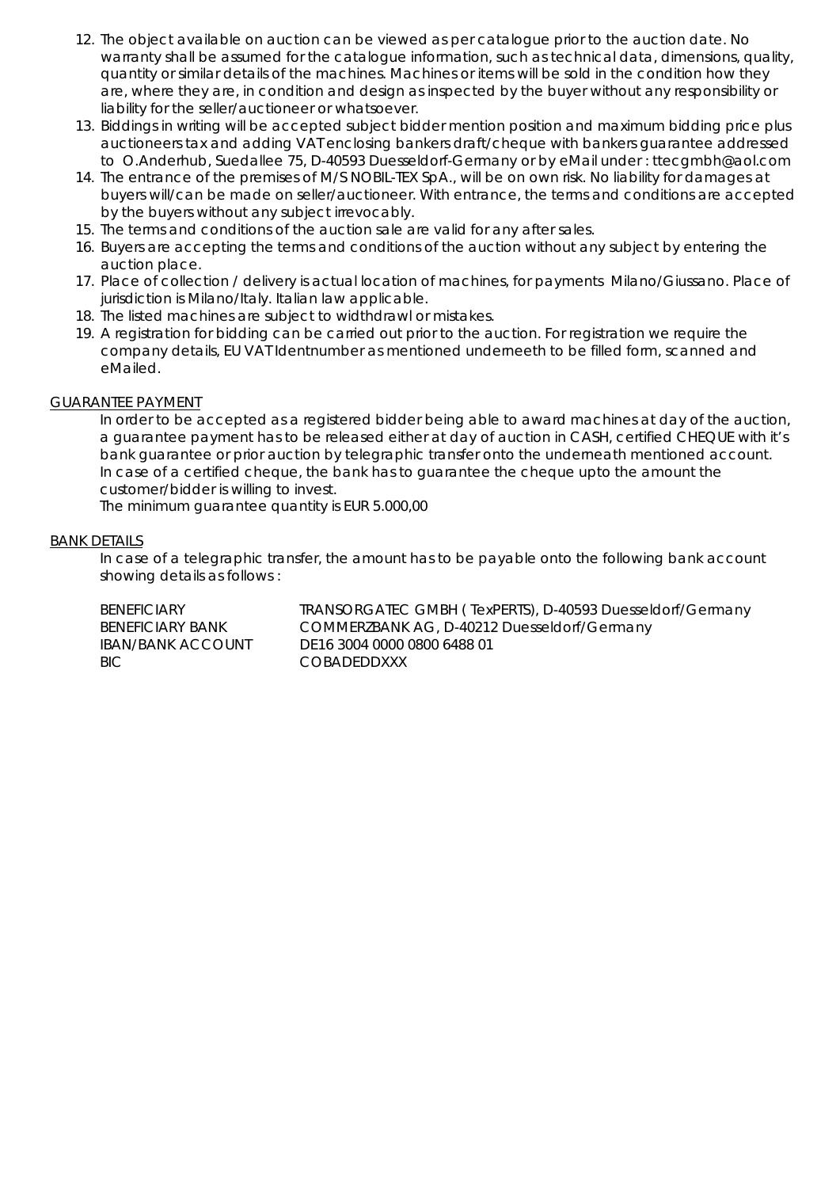12. The object available on auction can be viewed as per catalogue prior to the auction date. No warranty shall be assumed for the catalogue information, such as technical data, dimensions, quality, quantity or similar details of the machines. Machines or items will be sold in the condition how they are, where they are, in condition and design as inspected by the buyer without any responsibility or liability for the seller/auctioneer or whatsoever.
13. Biddings in writing will be accepted subject bidder mention position and maximum bidding price plus auctioneers tax and adding VAT enclosing bankers draft/cheque with bankers guarantee addressed to O.Anderhub, Suedallee 75, D-40593 Duesseldorf-Germany or by eMail under : ttecgmbh@aol.com
14. The entrance of the premises of M/S NOBIL-TEX SpA., will be on own risk. No liability for damages at buyers will/can be made on seller/auctioneer. With entrance, the terms and conditions are accepted by the buyers without any subject irrevocably.
15. The terms and conditions of the auction sale are valid for any after sales.
16. Buyers are accepting the terms and conditions of the auction without any subject by entering the auction place.
17. Place of collection / delivery is actual location of machines, for payments Milano/Giussano. Place of jurisdiction is Milano/Italy. Italian law applicable.
18. The listed machines are subject to widthdrawl or mistakes.
19. A registration for bidding can be carried out prior to the auction. For registration we require the company details, EU VAT Identnumber as mentioned underneeth to be filled form, scanned and eMailed.

<u>GUARANTEE PAYMENT</u>

In order to be accepted as a registered bidder being able to award machines at day of the auction, a guarantee payment has to be released either at day of auction in CASH, certified CHEQUE with it's bank guarantee or prior auction by telegraphic transfer onto the underneath mentioned account. In case of a certified cheque, the bank has to guarantee the cheque upto the amount the customer/bidder is willing to invest.

The minimum guarantee quantity is EUR 5.000,00

<u>BANK DETAILS</u>

In case of a telegraphic transfer, the amount has to be payable onto the following bank account showing details as follows :

| | |
|---|---|
| BENEFICIARY | TRANSORGATEC GMBH ( TexPERTS), D-40593 Duesseldorf/Germany |
| BENEFICIARY BANK | COMMERZBANK AG, D-40212 Duesseldorf/Germany |
| IBAN/BANK ACCOUNT | DE16 3004 0000 0800 6488 01 |
| BIC | COBADEDDXXX |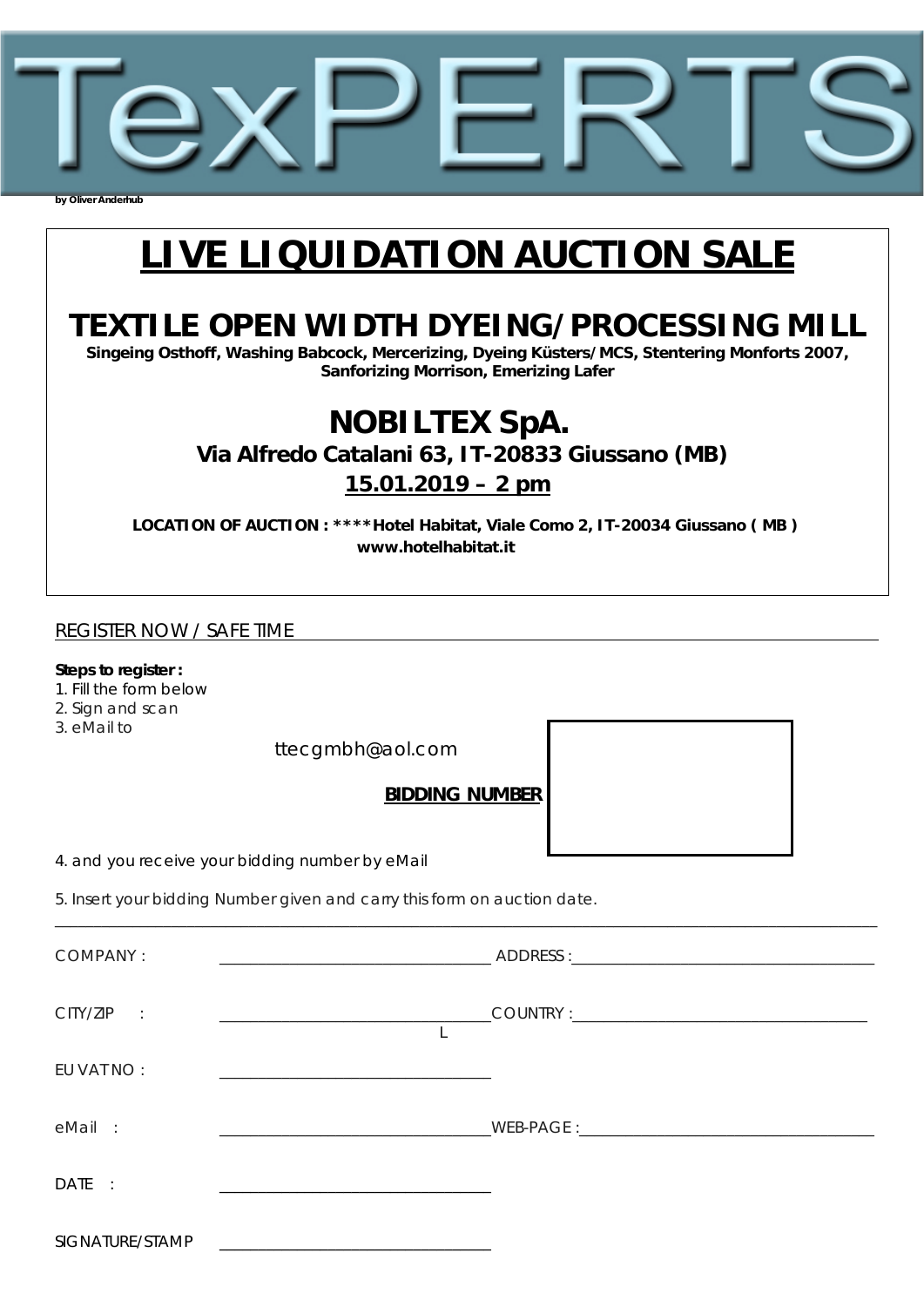# TexPERTS

by Oliver Anderhub

# LIVE LIQUIDATION AUCTION SALE

## TEXTILE OPEN WIDTH DYEING/PROCESSING MILL

**Singeing Osthoff, Washing Babcock, Mercerizing, Dyeing Küsters/MCS, Stentering Monforts 2007, Sanforizing Morrison, Emerizing Lafer**

## NOBILTEX SpA.

**Via Alfredo Catalani 63, IT-20833 Giussano (MB)**

**15.01.2019 – 2 pm**

**LOCATION OF AUCTION : \*\*\*\*Hotel Habitat, Viale Como 2, IT-20034 Giussano ( MB ) www.hotelhabitat.it**

REGISTER NOW / SAFE TIME

**Steps to register :**

1. Fill the form below
2. Sign and scan
3. eMail to

ttecgmbh@aol.com

**BIDDING NUMBER**

4. and you receive your bidding number by eMail
5. Insert your bidding Number given and carry this form on auction date.

COMPANY : ______________________ ADDRESS : ______________________

CITY/ZIP : ______________________ COUNTRY : ______________________

EU VAT NO : ______________________

eMail : ______________________ WEB-PAGE : ______________________

DATE : ______________________

SIGNATURE/STAMP ______________________